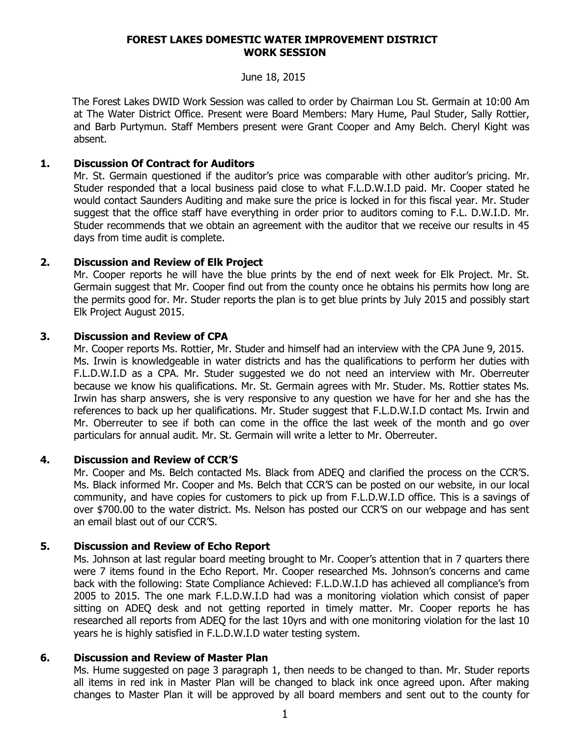# FOREST LAKES DOMESTIC WATER IMPROVEMENT DISTRICT
# WORK SESSION

June 18, 2015

The Forest Lakes DWID Work Session was called to order by Chairman Lou St. Germain at 10:00 Am at The Water District Office. Present were Board Members: Mary Hume, Paul Studer, Sally Rottier, and Barb Purtymun. Staff Members present were Grant Cooper and Amy Belch. Cheryl Kight was absent.

## 1. Discussion Of Contract for Auditors

Mr. St. Germain questioned if the auditor's price was comparable with other auditor's pricing. Mr. Studer responded that a local business paid close to what F.L.D.W.I.D paid. Mr. Cooper stated he would contact Saunders Auditing and make sure the price is locked in for this fiscal year. Mr. Studer suggest that the office staff have everything in order prior to auditors coming to F.L. D.W.I.D. Mr. Studer recommends that we obtain an agreement with the auditor that we receive our results in 45 days from time audit is complete.

## 2. Discussion and Review of Elk Project

Mr. Cooper reports he will have the blue prints by the end of next week for Elk Project. Mr. St. Germain suggest that Mr. Cooper find out from the county once he obtains his permits how long are the permits good for. Mr. Studer reports the plan is to get blue prints by July 2015 and possibly start Elk Project August 2015.

## 3. Discussion and Review of CPA

Mr. Cooper reports Ms. Rottier, Mr. Studer and himself had an interview with the CPA June 9, 2015. Ms. Irwin is knowledgeable in water districts and has the qualifications to perform her duties with F.L.D.W.I.D as a CPA. Mr. Studer suggested we do not need an interview with Mr. Oberreuter because we know his qualifications. Mr. St. Germain agrees with Mr. Studer. Ms. Rottier states Ms. Irwin has sharp answers, she is very responsive to any question we have for her and she has the references to back up her qualifications. Mr. Studer suggest that F.L.D.W.I.D contact Ms. Irwin and Mr. Oberreuter to see if both can come in the office the last week of the month and go over particulars for annual audit. Mr. St. Germain will write a letter to Mr. Oberreuter.

## 4. Discussion and Review of CCR'S

Mr. Cooper and Ms. Belch contacted Ms. Black from ADEQ and clarified the process on the CCR'S. Ms. Black informed Mr. Cooper and Ms. Belch that CCR'S can be posted on our website, in our local community, and have copies for customers to pick up from F.L.D.W.I.D office. This is a savings of over $700.00 to the water district. Ms. Nelson has posted our CCR'S on our webpage and has sent an email blast out of our CCR'S.

## 5. Discussion and Review of Echo Report

Ms. Johnson at last regular board meeting brought to Mr. Cooper's attention that in 7 quarters there were 7 items found in the Echo Report. Mr. Cooper researched Ms. Johnson's concerns and came back with the following: State Compliance Achieved: F.L.D.W.I.D has achieved all compliance's from 2005 to 2015. The one mark F.L.D.W.I.D had was a monitoring violation which consist of paper sitting on ADEQ desk and not getting reported in timely matter. Mr. Cooper reports he has researched all reports from ADEQ for the last 10yrs and with one monitoring violation for the last 10 years he is highly satisfied in F.L.D.W.I.D water testing system.

## 6. Discussion and Review of Master Plan

Ms. Hume suggested on page 3 paragraph 1, then needs to be changed to than. Mr. Studer reports all items in red ink in Master Plan will be changed to black ink once agreed upon. After making changes to Master Plan it will be approved by all board members and sent out to the county for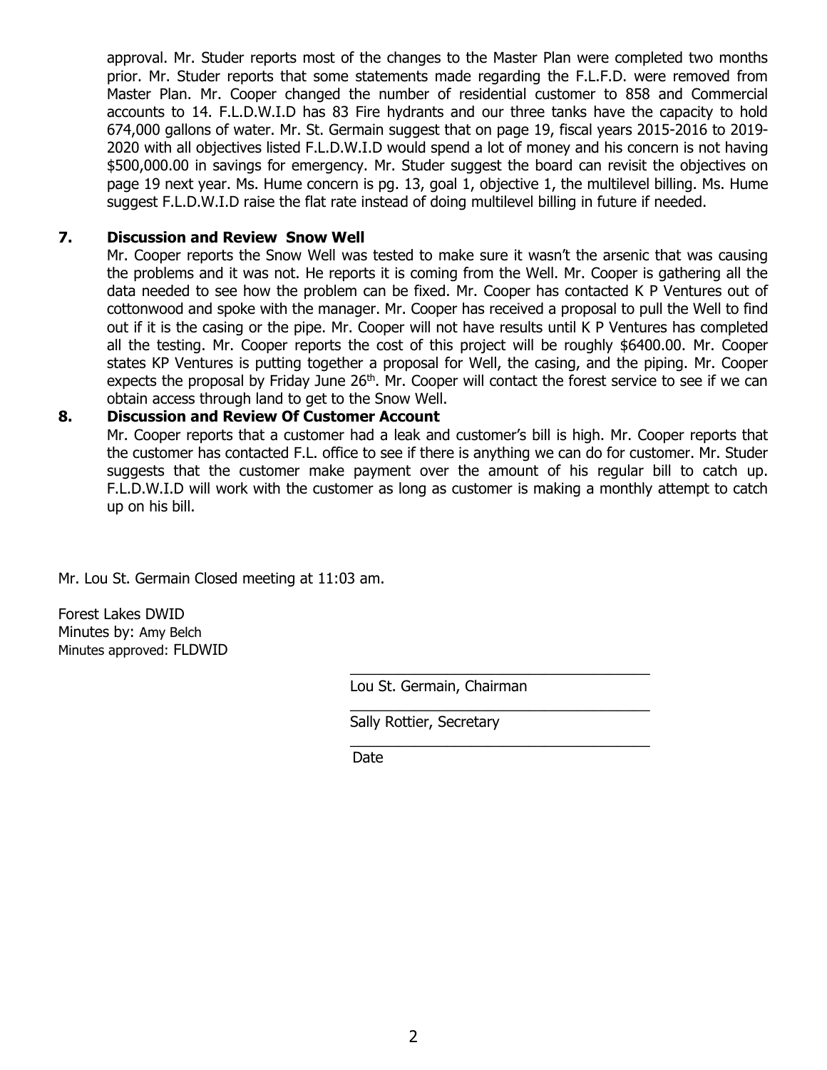approval. Mr. Studer reports most of the changes to the Master Plan were completed two months prior. Mr. Studer reports that some statements made regarding the F.L.F.D. were removed from Master Plan. Mr. Cooper changed the number of residential customer to 858 and Commercial accounts to 14. F.L.D.W.I.D has 83 Fire hydrants and our three tanks have the capacity to hold 674,000 gallons of water. Mr. St. Germain suggest that on page 19, fiscal years 2015-2016 to 2019-2020 with all objectives listed F.L.D.W.I.D would spend a lot of money and his concern is not having $500,000.00 in savings for emergency. Mr. Studer suggest the board can revisit the objectives on page 19 next year. Ms. Hume concern is pg. 13, goal 1, objective 1, the multilevel billing. Ms. Hume suggest F.L.D.W.I.D raise the flat rate instead of doing multilevel billing in future if needed.

**7. Discussion and Review Snow Well**

Mr. Cooper reports the Snow Well was tested to make sure it wasn't the arsenic that was causing the problems and it was not. He reports it is coming from the Well. Mr. Cooper is gathering all the data needed to see how the problem can be fixed. Mr. Cooper has contacted K P Ventures out of cottonwood and spoke with the manager. Mr. Cooper has received a proposal to pull the Well to find out if it is the casing or the pipe. Mr. Cooper will not have results until K P Ventures has completed all the testing. Mr. Cooper reports the cost of this project will be roughly $6400.00. Mr. Cooper states KP Ventures is putting together a proposal for Well, the casing, and the piping. Mr. Cooper expects the proposal by Friday June 26th. Mr. Cooper will contact the forest service to see if we can obtain access through land to get to the Snow Well.

**8. Discussion and Review Of Customer Account**

Mr. Cooper reports that a customer had a leak and customer's bill is high. Mr. Cooper reports that the customer has contacted F.L. office to see if there is anything we can do for customer. Mr. Studer suggests that the customer make payment over the amount of his regular bill to catch up. F.L.D.W.I.D will work with the customer as long as customer is making a monthly attempt to catch up on his bill.

Mr. Lou St. Germain Closed meeting at 11:03 am.

Forest Lakes DWID
Minutes by: Amy Belch
Minutes approved: FLDWID

______________________________________
Lou St. Germain, Chairman

______________________________________
Sally Rottier, Secretary

______________________________________
Date